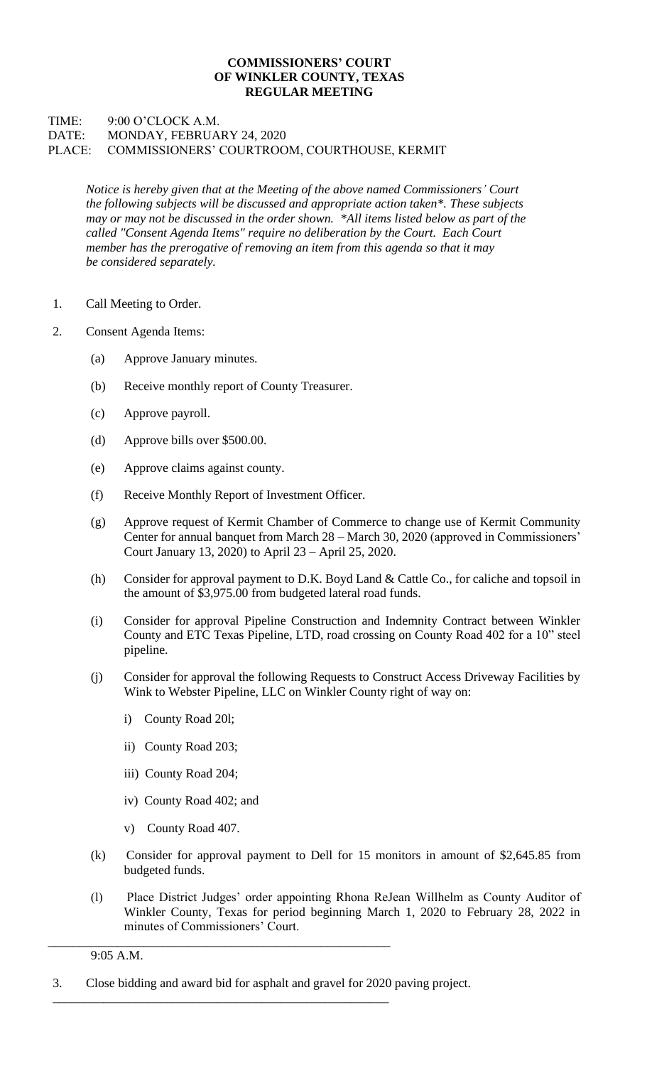**COMMISSIONERS' COURT**
**OF WINKLER COUNTY, TEXAS**
**REGULAR MEETING**

TIME: 9:00 O'CLOCK A.M.
DATE: MONDAY, FEBRUARY 24, 2020
PLACE: COMMISSIONERS' COURTROOM, COURTHOUSE, KERMIT

*Notice is hereby given that at the Meeting of the above named Commissioners' Court the following subjects will be discussed and appropriate action taken\*. These subjects may or may not be discussed in the order shown. \*All items listed below as part of the called "Consent Agenda Items" require no deliberation by the Court. Each Court member has the prerogative of removing an item from this agenda so that it may be considered separately.*

1. Call Meeting to Order.

2. Consent Agenda Items:

   (a) Approve January minutes.

   (b) Receive monthly report of County Treasurer.

   (c) Approve payroll.

   (d) Approve bills over $500.00.

   (e) Approve claims against county.

   (f) Receive Monthly Report of Investment Officer.

   (g) Approve request of Kermit Chamber of Commerce to change use of Kermit Community Center for annual banquet from March 28 – March 30, 2020 (approved in Commissioners' Court January 13, 2020) to April 23 – April 25, 2020.

   (h) Consider for approval payment to D.K. Boyd Land & Cattle Co., for caliche and topsoil in the amount of $3,975.00 from budgeted lateral road funds.

   (i) Consider for approval Pipeline Construction and Indemnity Contract between Winkler County and ETC Texas Pipeline, LTD, road crossing on County Road 402 for a 10" steel pipeline.

   (j) Consider for approval the following Requests to Construct Access Driveway Facilities by Wink to Webster Pipeline, LLC on Winkler County right of way on:

      i) County Road 20l;

      ii) County Road 203;

      iii) County Road 204;

      iv) County Road 402; and

      v) County Road 407.

   (k) Consider for approval payment to Dell for 15 monitors in amount of $2,645.85 from budgeted funds.

   (l) Place District Judges' order appointing Rhona ReJean Willhelm as County Auditor of Winkler County, Texas for period beginning March 1, 2020 to February 28, 2022 in minutes of Commissioners' Court.

---

9:05 A.M.

3. Close bidding and award bid for asphalt and gravel for 2020 paving project.

---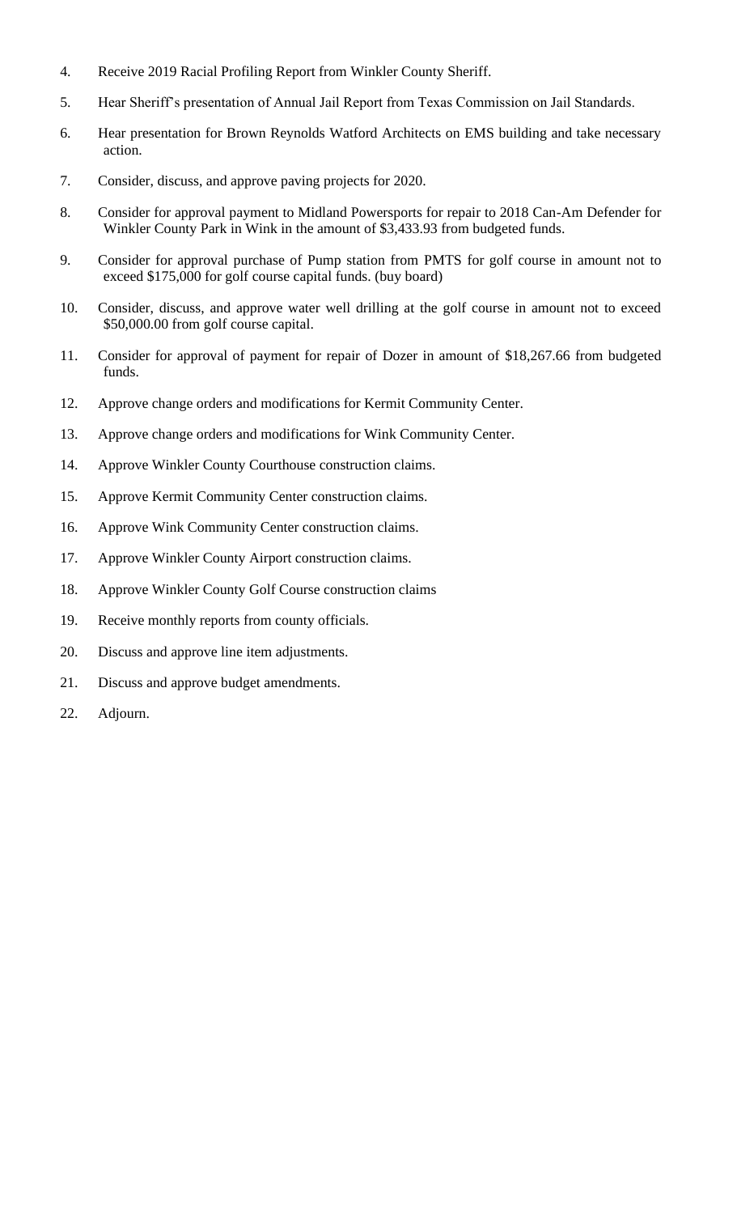4. Receive 2019 Racial Profiling Report from Winkler County Sheriff.

5. Hear Sheriff's presentation of Annual Jail Report from Texas Commission on Jail Standards.

6. Hear presentation for Brown Reynolds Watford Architects on EMS building and take necessary action.

7. Consider, discuss, and approve paving projects for 2020.

8. Consider for approval payment to Midland Powersports for repair to 2018 Can-Am Defender for Winkler County Park in Wink in the amount of $3,433.93 from budgeted funds.

9. Consider for approval purchase of Pump station from PMTS for golf course in amount not to exceed $175,000 for golf course capital funds. (buy board)

10. Consider, discuss, and approve water well drilling at the golf course in amount not to exceed $50,000.00 from golf course capital.

11. Consider for approval of payment for repair of Dozer in amount of $18,267.66 from budgeted funds.

12. Approve change orders and modifications for Kermit Community Center.

13. Approve change orders and modifications for Wink Community Center.

14. Approve Winkler County Courthouse construction claims.

15. Approve Kermit Community Center construction claims.

16. Approve Wink Community Center construction claims.

17. Approve Winkler County Airport construction claims.

18. Approve Winkler County Golf Course construction claims

19. Receive monthly reports from county officials.

20. Discuss and approve line item adjustments.

21. Discuss and approve budget amendments.

22. Adjourn.